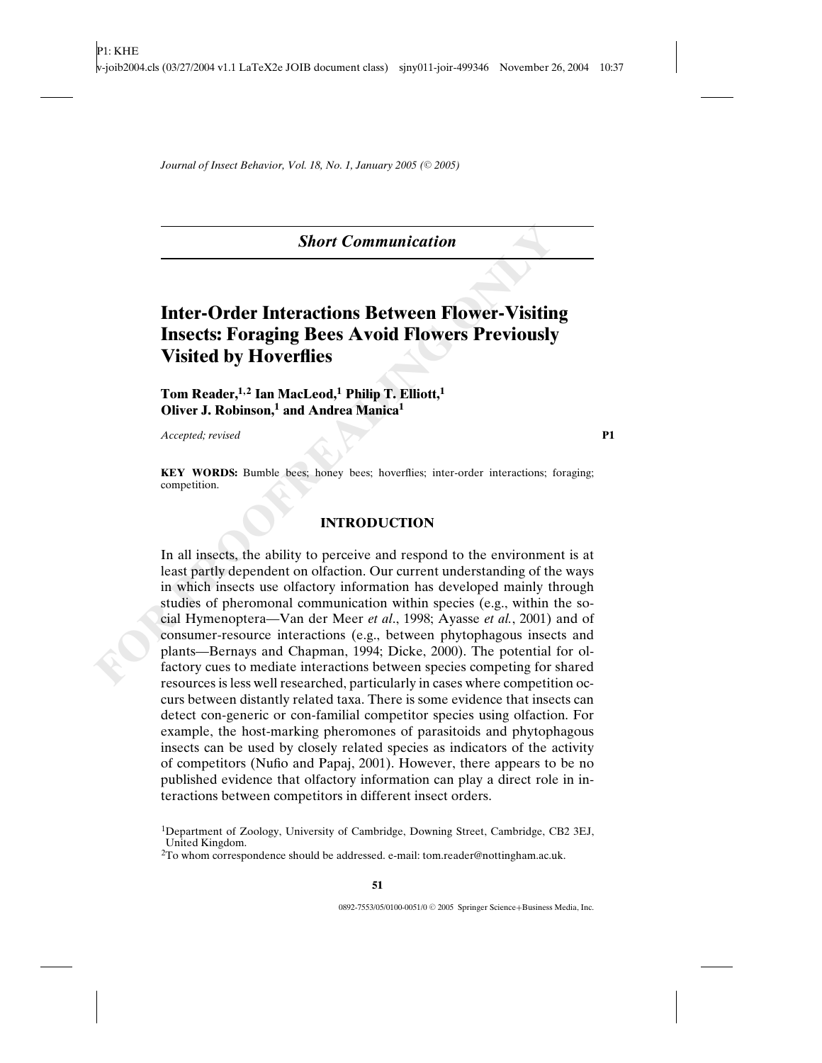*Short Communication*

# Inter-Order Interactions Between Flower-Visiting Insects: Foraging Bees Avoid Flowers Previously Visited by Hoverflies

**Tom Reader,[1,2] Ian MacLeod,[1] Philip T. Elliott,[1] Oliver J. Robinson,[1] and Andrea Manica[1]**

*Accepted; revised*

**KEY WORDS:** Bumble bees; honey bees; hoverflies; inter-order interactions; foraging; competition.

## INTRODUCTION

In all insects, the ability to perceive and respond to the environment is at least partly dependent on olfaction. Our current understanding of the ways in which insects use olfactory information has developed mainly through studies of pheromonal communication within species (e.g., within the social Hymenoptera—Van der Meer *et al.*, 1998; Ayasse *et al.*, 2001) and of consumer-resource interactions (e.g., between phytophagous insects and plants—Bernays and Chapman, 1994; Dicke, 2000). The potential for olfactory cues to mediate interactions between species competing for shared resources is less well researched, particularly in cases where competition occurs between distantly related taxa. There is some evidence that insects can detect con-generic or con-familial competitor species using olfaction. For example, the host-marking pheromones of parasitoids and phytophagous insects can be used by closely related species as indicators of the activity of competitors (Nufio and Papaj, 2001). However, there appears to be no published evidence that olfactory information can play a direct role in interactions between competitors in different insect orders.

[1]Department of Zoology, University of Cambridge, Downing Street, Cambridge, CB2 3EJ, United Kingdom.

[2]To whom correspondence should be addressed. e-mail: tom.reader@nottingham.ac.uk.

0892-7553/05/0100-0051/0 © 2005 Springer Science+Business Media, Inc.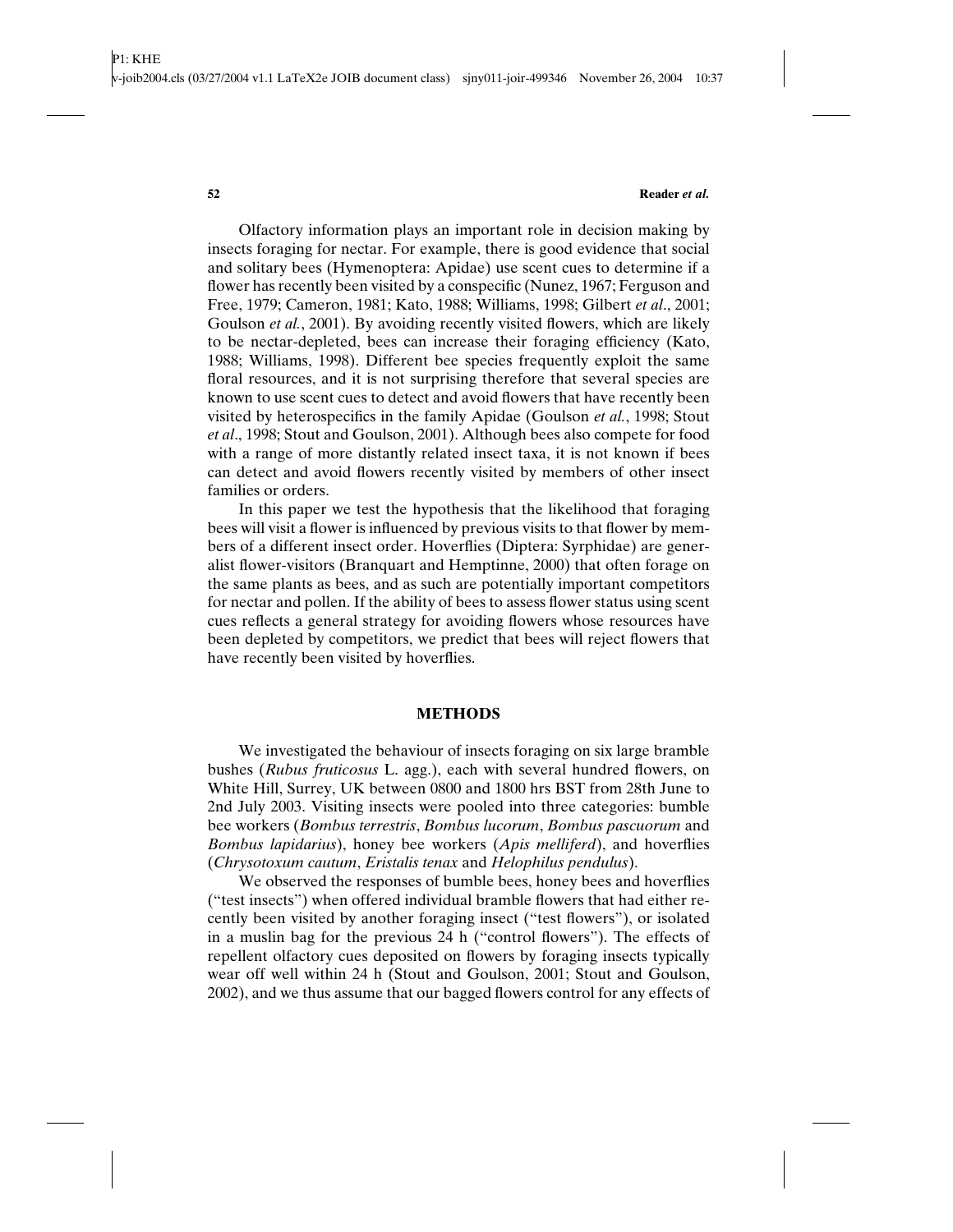Olfactory information plays an important role in decision making by insects foraging for nectar. For example, there is good evidence that social and solitary bees (Hymenoptera: Apidae) use scent cues to determine if a flower has recently been visited by a conspecific (Nunez, 1967; Ferguson and Free, 1979; Cameron, 1981; Kato, 1988; Williams, 1998; Gilbert *et al*., 2001; Goulson *et al.*, 2001). By avoiding recently visited flowers, which are likely to be nectar-depleted, bees can increase their foraging efficiency (Kato, 1988; Williams, 1998). Different bee species frequently exploit the same floral resources, and it is not surprising therefore that several species are known to use scent cues to detect and avoid flowers that have recently been visited by heterospecifics in the family Apidae (Goulson *et al.*, 1998; Stout *et al*., 1998; Stout and Goulson, 2001). Although bees also compete for food with a range of more distantly related insect taxa, it is not known if bees can detect and avoid flowers recently visited by members of other insect families or orders.

In this paper we test the hypothesis that the likelihood that foraging bees will visit a flower is influenced by previous visits to that flower by members of a different insect order. Hoverflies (Diptera: Syrphidae) are generalist flower-visitors (Branquart and Hemptinne, 2000) that often forage on the same plants as bees, and as such are potentially important competitors for nectar and pollen. If the ability of bees to assess flower status using scent cues reflects a general strategy for avoiding flowers whose resources have been depleted by competitors, we predict that bees will reject flowers that have recently been visited by hoverflies.

## METHODS

We investigated the behaviour of insects foraging on six large bramble bushes (*Rubus fruticosus* L. agg.), each with several hundred flowers, on White Hill, Surrey, UK between 0800 and 1800 hrs BST from 28th June to 2nd July 2003. Visiting insects were pooled into three categories: bumble bee workers (*Bombus terrestris*, *Bombus lucorum*, *Bombus pascuorum* and *Bombus lapidarius*), honey bee workers (*Apis melliferd*), and hoverflies (*Chrysotoxum cautum*, *Eristalis tenax* and *Helophilus pendulus*).

We observed the responses of bumble bees, honey bees and hoverflies ("test insects") when offered individual bramble flowers that had either recently been visited by another foraging insect ("test flowers"), or isolated in a muslin bag for the previous 24 h ("control flowers"). The effects of repellent olfactory cues deposited on flowers by foraging insects typically wear off well within 24 h (Stout and Goulson, 2001; Stout and Goulson, 2002), and we thus assume that our bagged flowers control for any effects of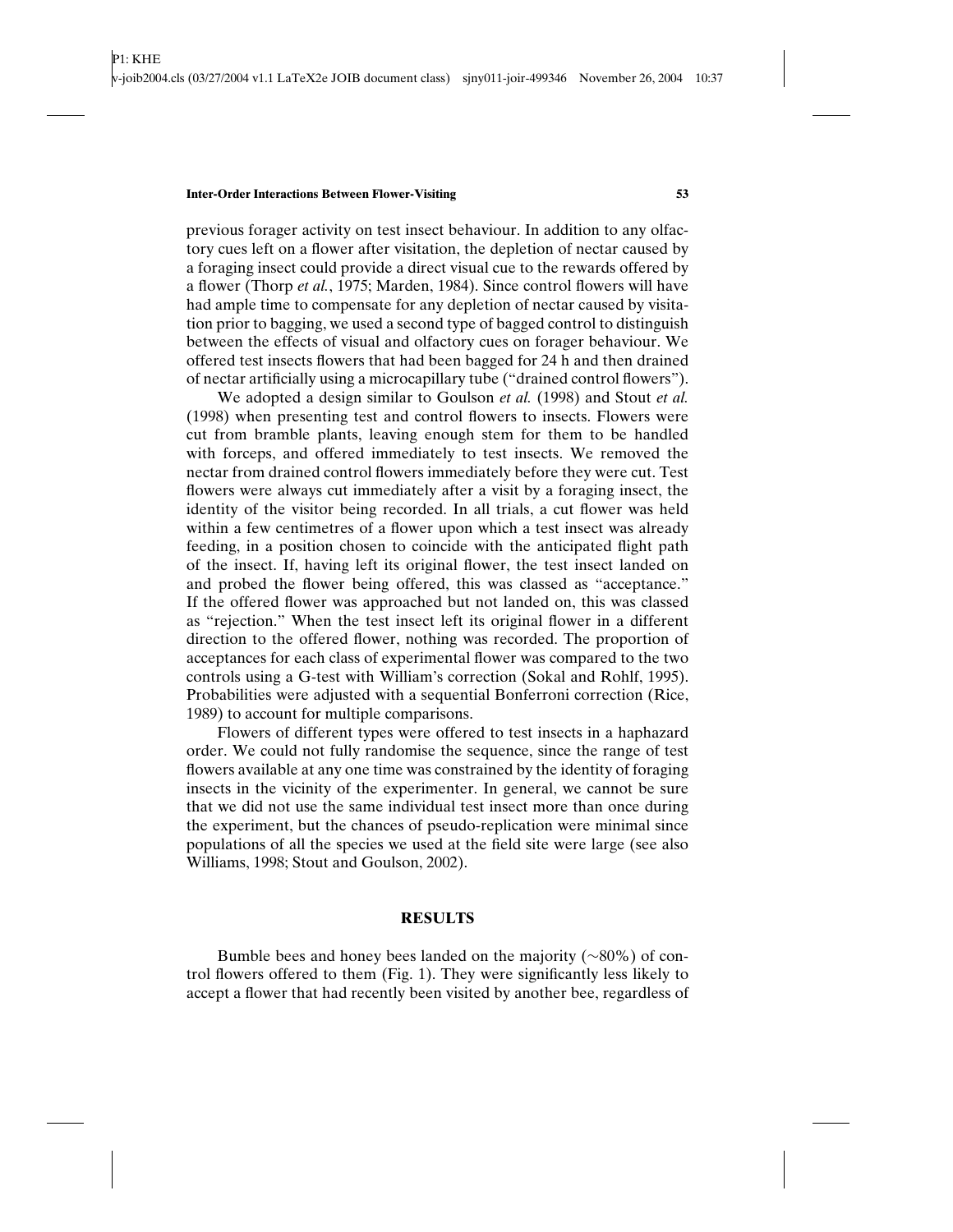previous forager activity on test insect behaviour. In addition to any olfactory cues left on a flower after visitation, the depletion of nectar caused by a foraging insect could provide a direct visual cue to the rewards offered by a flower (Thorp *et al.*, 1975; Marden, 1984). Since control flowers will have had ample time to compensate for any depletion of nectar caused by visitation prior to bagging, we used a second type of bagged control to distinguish between the effects of visual and olfactory cues on forager behaviour. We offered test insects flowers that had been bagged for 24 h and then drained of nectar artificially using a microcapillary tube ("drained control flowers").

We adopted a design similar to Goulson *et al.* (1998) and Stout *et al.* (1998) when presenting test and control flowers to insects. Flowers were cut from bramble plants, leaving enough stem for them to be handled with forceps, and offered immediately to test insects. We removed the nectar from drained control flowers immediately before they were cut. Test flowers were always cut immediately after a visit by a foraging insect, the identity of the visitor being recorded. In all trials, a cut flower was held within a few centimetres of a flower upon which a test insect was already feeding, in a position chosen to coincide with the anticipated flight path of the insect. If, having left its original flower, the test insect landed on and probed the flower being offered, this was classed as "acceptance." If the offered flower was approached but not landed on, this was classed as "rejection." When the test insect left its original flower in a different direction to the offered flower, nothing was recorded. The proportion of acceptances for each class of experimental flower was compared to the two controls using a G-test with William's correction (Sokal and Rohlf, 1995). Probabilities were adjusted with a sequential Bonferroni correction (Rice, 1989) to account for multiple comparisons.

Flowers of different types were offered to test insects in a haphazard order. We could not fully randomise the sequence, since the range of test flowers available at any one time was constrained by the identity of foraging insects in the vicinity of the experimenter. In general, we cannot be sure that we did not use the same individual test insect more than once during the experiment, but the chances of pseudo-replication were minimal since populations of all the species we used at the field site were large (see also Williams, 1998; Stout and Goulson, 2002).

## RESULTS

Bumble bees and honey bees landed on the majority (∼80%) of control flowers offered to them (Fig. 1). They were significantly less likely to accept a flower that had recently been visited by another bee, regardless of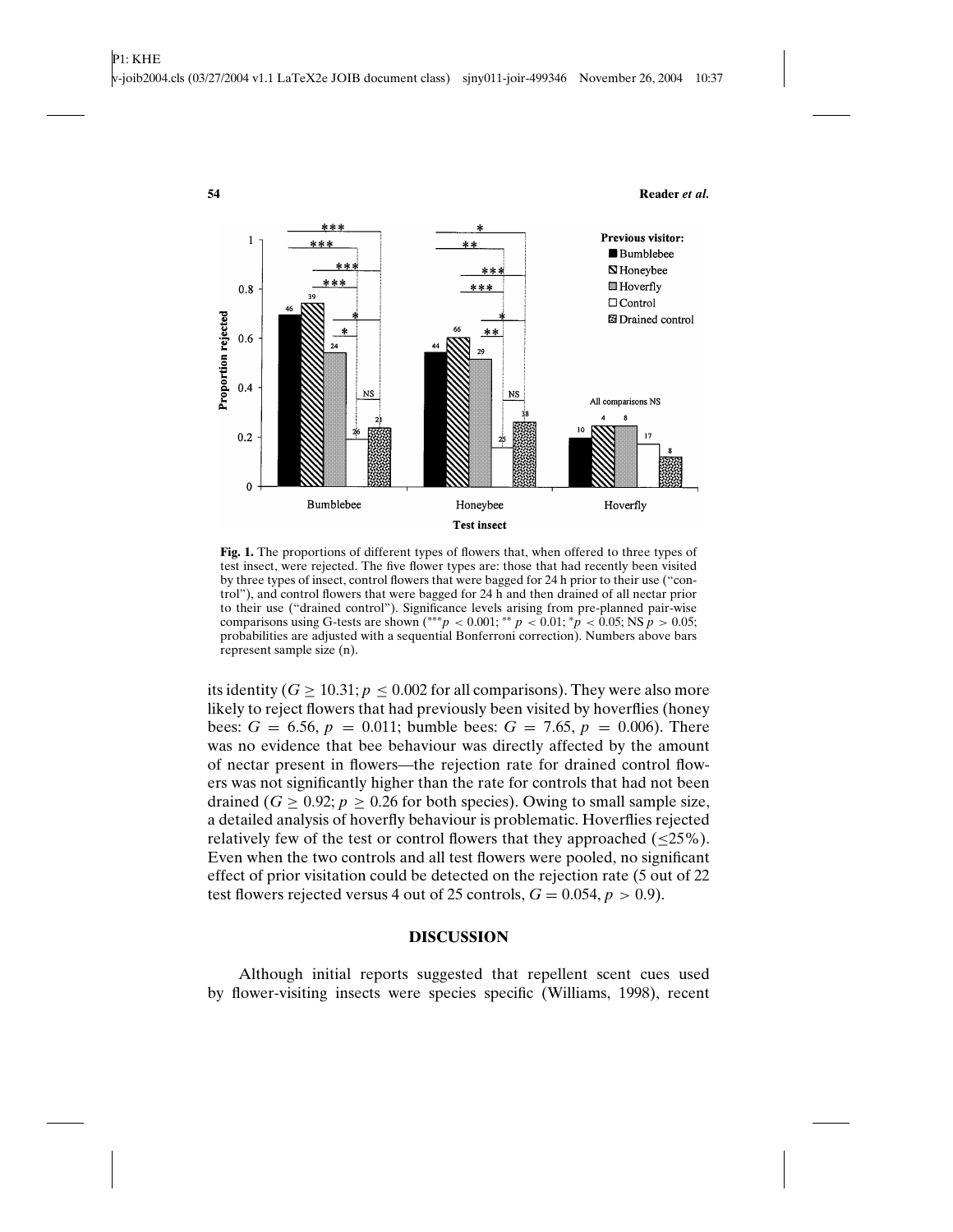**Fig. 1.** The proportions of different types of flowers that, when offered to three types of test insect, were rejected. The five flower types are: those that had recently been visited by three types of insect, control flowers that were bagged for 24 h prior to their use ("control"), and control flowers that were bagged for 24 h and then drained of all nectar prior to their use ("drained control"). Significance levels arising from pre-planned pair-wise comparisons using G-tests are shown (*** $p < 0.001$; ** $p < 0.01$; * $p < 0.05$; NS $p > 0.05$; probabilities are adjusted with a sequential Bonferroni correction). Numbers above bars represent sample size (n).

its identity ($G \geq 10.31$; $p \leq 0.002$ for all comparisons). They were also more likely to reject flowers that had previously been visited by hoverflies (honey bees: $G = 6.56$, $p = 0.011$; bumble bees: $G = 7.65$, $p = 0.006$). There was no evidence that bee behaviour was directly affected by the amount of nectar present in flowers—the rejection rate for drained control flowers was not significantly higher than the rate for controls that had not been drained ($G \geq 0.92$; $p \geq 0.26$ for both species). Owing to small sample size, a detailed analysis of hoverfly behaviour is problematic. Hoverflies rejected relatively few of the test or control flowers that they approached ($\leq$25%). Even when the two controls and all test flowers were pooled, no significant effect of prior visitation could be detected on the rejection rate (5 out of 22 test flowers rejected versus 4 out of 25 controls, $G = 0.054$, $p > 0.9$).

## DISCUSSION

Although initial reports suggested that repellent scent cues used by flower-visiting insects were species specific (Williams, 1998), recent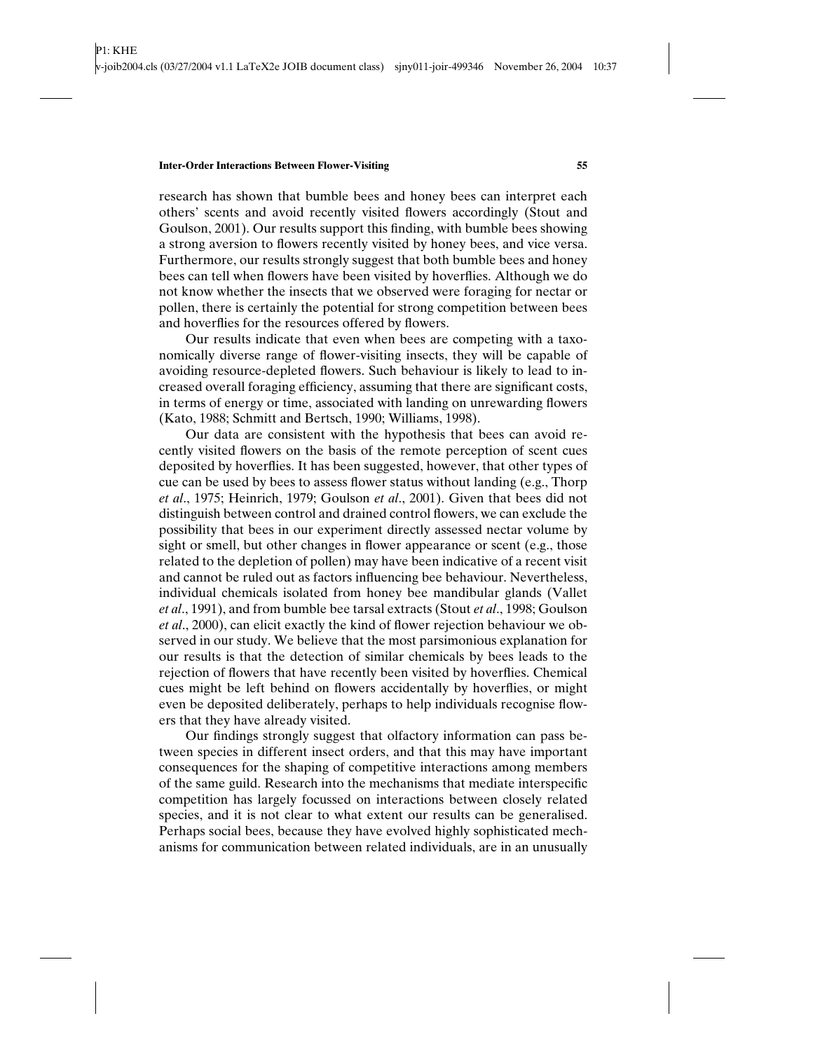research has shown that bumble bees and honey bees can interpret each others' scents and avoid recently visited flowers accordingly (Stout and Goulson, 2001). Our results support this finding, with bumble bees showing a strong aversion to flowers recently visited by honey bees, and vice versa. Furthermore, our results strongly suggest that both bumble bees and honey bees can tell when flowers have been visited by hoverflies. Although we do not know whether the insects that we observed were foraging for nectar or pollen, there is certainly the potential for strong competition between bees and hoverflies for the resources offered by flowers.

Our results indicate that even when bees are competing with a taxonomically diverse range of flower-visiting insects, they will be capable of avoiding resource-depleted flowers. Such behaviour is likely to lead to increased overall foraging efficiency, assuming that there are significant costs, in terms of energy or time, associated with landing on unrewarding flowers (Kato, 1988; Schmitt and Bertsch, 1990; Williams, 1998).

Our data are consistent with the hypothesis that bees can avoid recently visited flowers on the basis of the remote perception of scent cues deposited by hoverflies. It has been suggested, however, that other types of cue can be used by bees to assess flower status without landing (e.g., Thorp *et al*., 1975; Heinrich, 1979; Goulson *et al*., 2001). Given that bees did not distinguish between control and drained control flowers, we can exclude the possibility that bees in our experiment directly assessed nectar volume by sight or smell, but other changes in flower appearance or scent (e.g., those related to the depletion of pollen) may have been indicative of a recent visit and cannot be ruled out as factors influencing bee behaviour. Nevertheless, individual chemicals isolated from honey bee mandibular glands (Vallet *et al*., 1991), and from bumble bee tarsal extracts (Stout *et al*., 1998; Goulson *et al*., 2000), can elicit exactly the kind of flower rejection behaviour we observed in our study. We believe that the most parsimonious explanation for our results is that the detection of similar chemicals by bees leads to the rejection of flowers that have recently been visited by hoverflies. Chemical cues might be left behind on flowers accidentally by hoverflies, or might even be deposited deliberately, perhaps to help individuals recognise flowers that they have already visited.

Our findings strongly suggest that olfactory information can pass between species in different insect orders, and that this may have important consequences for the shaping of competitive interactions among members of the same guild. Research into the mechanisms that mediate interspecific competition has largely focussed on interactions between closely related species, and it is not clear to what extent our results can be generalised. Perhaps social bees, because they have evolved highly sophisticated mechanisms for communication between related individuals, are in an unusually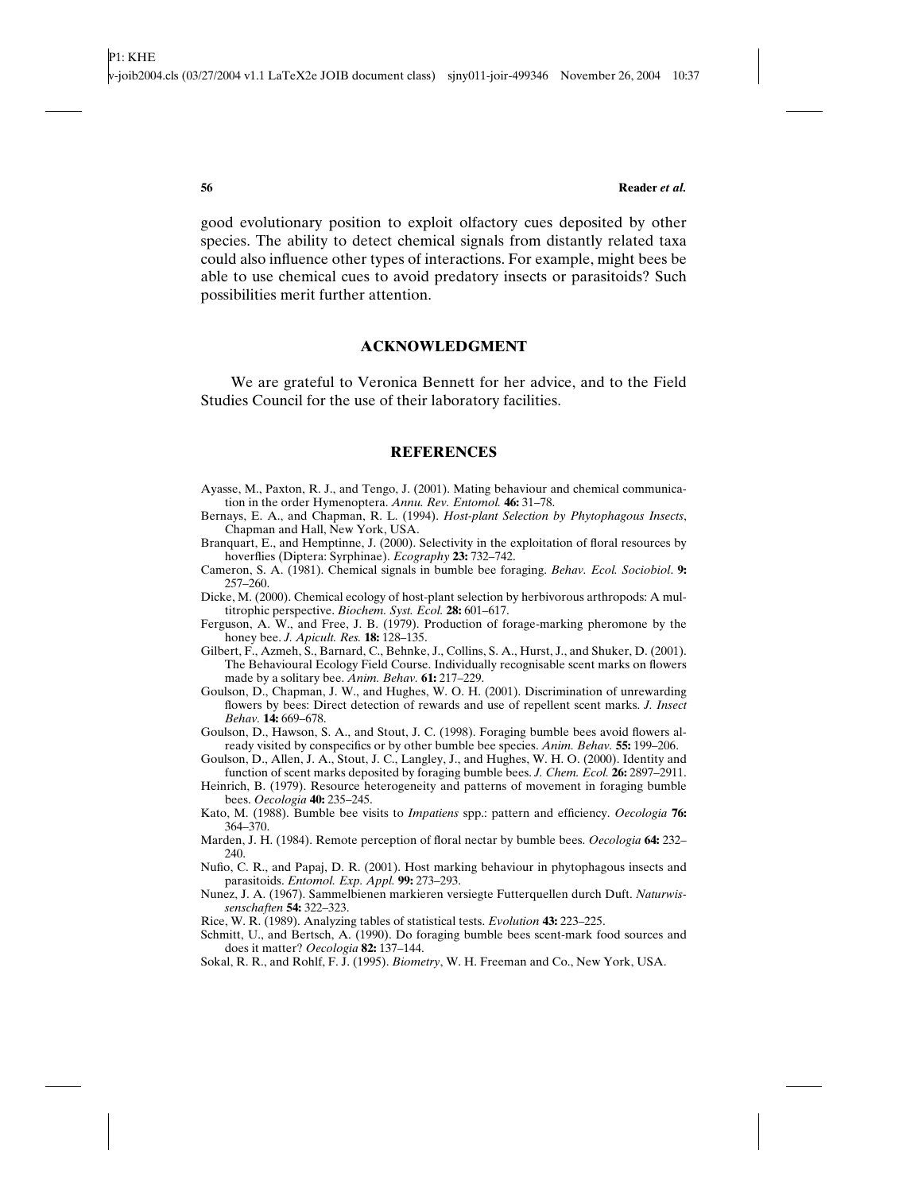good evolutionary position to exploit olfactory cues deposited by other species. The ability to detect chemical signals from distantly related taxa could also influence other types of interactions. For example, might bees be able to use chemical cues to avoid predatory insects or parasitoids? Such possibilities merit further attention.

## ACKNOWLEDGMENT

We are grateful to Veronica Bennett for her advice, and to the Field Studies Council for the use of their laboratory facilities.

## REFERENCES

Ayasse, M., Paxton, R. J., and Tengo, J. (2001). Mating behaviour and chemical communication in the order Hymenoptera. *Annu. Rev. Entomol.* **46:** 31–78.

Bernays, E. A., and Chapman, R. L. (1994). *Host-plant Selection by Phytophagous Insects*, Chapman and Hall, New York, USA.

Branquart, E., and Hemptinne, J. (2000). Selectivity in the exploitation of floral resources by hoverflies (Diptera: Syrphinae). *Ecography* **23:** 732–742.

Cameron, S. A. (1981). Chemical signals in bumble bee foraging. *Behav. Ecol. Sociobiol*. **9:** 257–260.

Dicke, M. (2000). Chemical ecology of host-plant selection by herbivorous arthropods: A multitrophic perspective. *Biochem. Syst. Ecol.* **28:** 601–617.

Ferguson, A. W., and Free, J. B. (1979). Production of forage-marking pheromone by the honey bee. *J. Apicult. Res.* **18:** 128–135.

Gilbert, F., Azmeh, S., Barnard, C., Behnke, J., Collins, S. A., Hurst, J., and Shuker, D. (2001). The Behavioural Ecology Field Course. Individually recognisable scent marks on flowers made by a solitary bee. *Anim. Behav.* **61:** 217–229.

Goulson, D., Chapman, J. W., and Hughes, W. O. H. (2001). Discrimination of unrewarding flowers by bees: Direct detection of rewards and use of repellent scent marks. *J. Insect Behav.* **14:** 669–678.

Goulson, D., Hawson, S. A., and Stout, J. C. (1998). Foraging bumble bees avoid flowers already visited by conspecifics or by other bumble bee species. *Anim. Behav.* **55:** 199–206.

Goulson, D., Allen, J. A., Stout, J. C., Langley, J., and Hughes, W. H. O. (2000). Identity and function of scent marks deposited by foraging bumble bees. *J. Chem. Ecol.* **26:** 2897–2911.

Heinrich, B. (1979). Resource heterogeneity and patterns of movement in foraging bumble bees. *Oecologia* **40:** 235–245.

Kato, M. (1988). Bumble bee visits to *Impatiens* spp.: pattern and efficiency. *Oecologia* **76:** 364–370.

Marden, J. H. (1984). Remote perception of floral nectar by bumble bees. *Oecologia* **64:** 232–240.

Nufio, C. R., and Papaj, D. R. (2001). Host marking behaviour in phytophagous insects and parasitoids. *Entomol. Exp. Appl.* **99:** 273–293.

Nunez, J. A. (1967). Sammelbienen markieren versiegte Futterquellen durch Duft. *Naturwissenschaften* **54:** 322–323.

Rice, W. R. (1989). Analyzing tables of statistical tests. *Evolution* **43:** 223–225.

Schmitt, U., and Bertsch, A. (1990). Do foraging bumble bees scent-mark food sources and does it matter? *Oecologia* **82:** 137–144.

Sokal, R. R., and Rohlf, F. J. (1995). *Biometry*, W. H. Freeman and Co., New York, USA.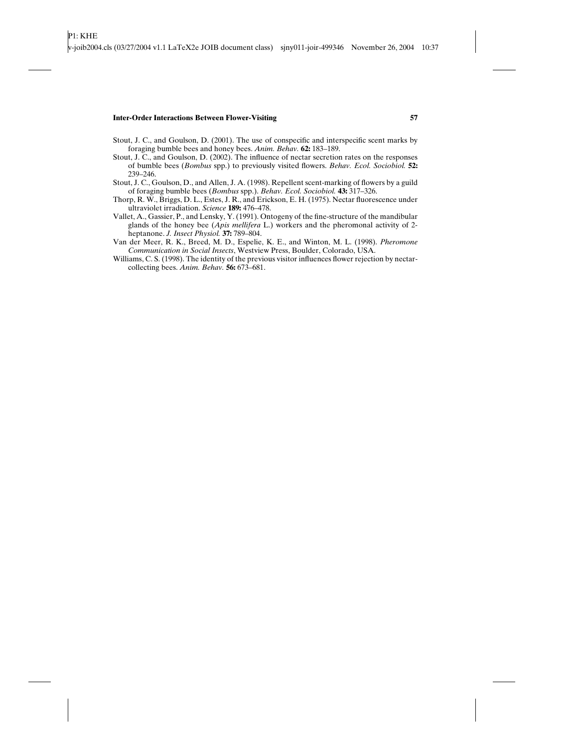Stout, J. C., and Goulson, D. (2001). The use of conspecific and interspecific scent marks by foraging bumble bees and honey bees. *Anim. Behav.* **62:** 183–189.

Stout, J. C., and Goulson, D. (2002). The influence of nectar secretion rates on the responses of bumble bees (*Bombus* spp.) to previously visited flowers. *Behav. Ecol. Sociobiol.* **52:** 239–246.

Stout, J. C., Goulson, D., and Allen, J. A. (1998). Repellent scent-marking of flowers by a guild of foraging bumble bees (*Bombus* spp.). *Behav. Ecol. Sociobiol.* **43:** 317–326.

Thorp, R. W., Briggs, D. L., Estes, J. R., and Erickson, E. H. (1975). Nectar fluorescence under ultraviolet irradiation. *Science* **189:** 476–478.

Vallet, A., Gassier, P., and Lensky, Y. (1991). Ontogeny of the fine-structure of the mandibular glands of the honey bee (*Apis mellifera* L.) workers and the pheromonal activity of 2-heptanone. *J. Insect Physiol.* **37:** 789–804.

Van der Meer, R. K., Breed, M. D., Espelie, K. E., and Winton, M. L. (1998). *Pheromone Communication in Social Insects*, Westview Press, Boulder, Colorado, USA.

Williams, C. S. (1998). The identity of the previous visitor influences flower rejection by nectar-collecting bees. *Anim. Behav.* **56:** 673–681.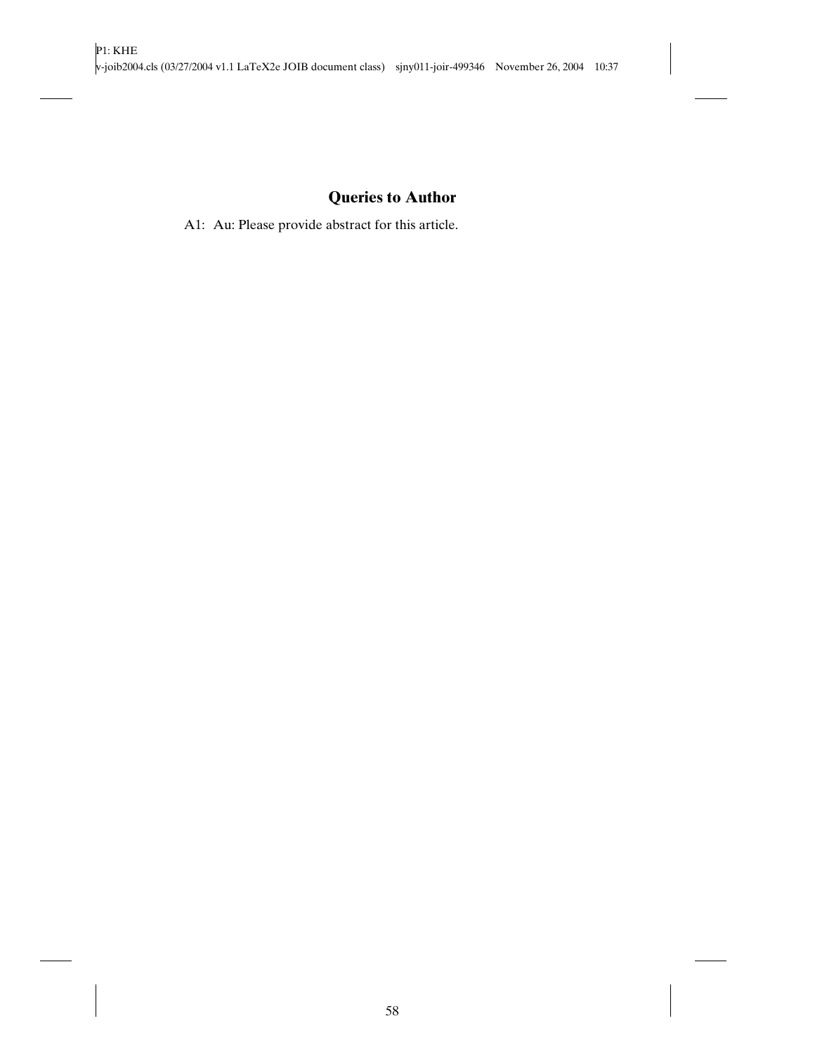## Queries to Author

A1: Au: Please provide abstract for this article.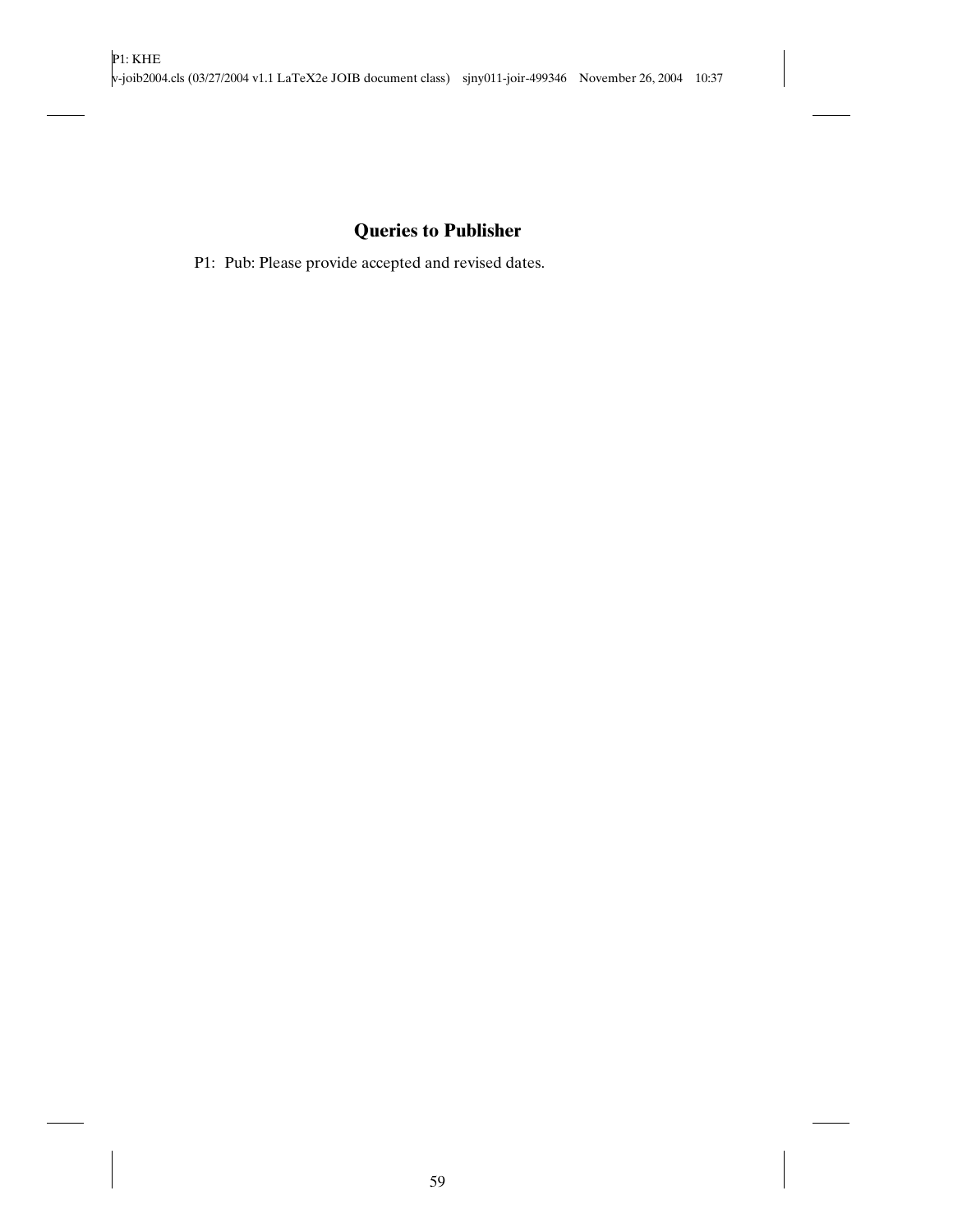## Queries to Publisher

P1: Pub: Please provide accepted and revised dates.